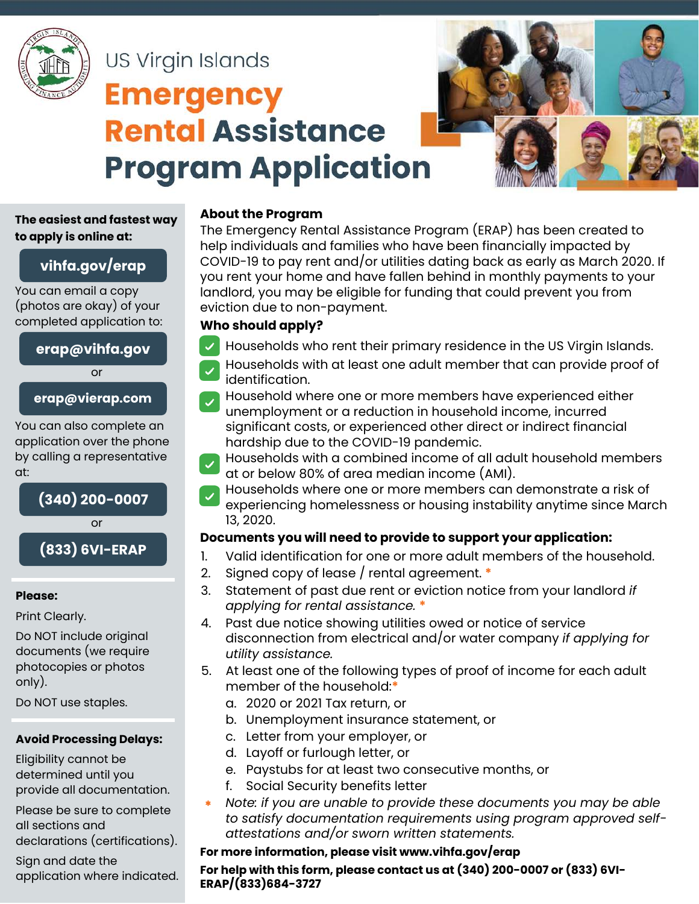# US Virgin Islands Emergency Rental Assistance Program Application

**The easiest and fastest way to apply is online at:**

**vihfa.gov/erap**

You can email a copy (photos are okay) of your completed application to:

**erap@vihfa.gov**

or

**erap@vierap.com**

You can also complete an application over the phone by calling a representative at:

**(340) 200-0007**

or

**(833) 6VI-ERAP**

**Please:**

Print Clearly.

Do NOT include original documents (we require photocopies or photos only).

Do NOT use staples.

**Avoid Processing Delays:**

Eligibility cannot be determined until you provide all documentation.

Please be sure to complete all sections and declarations (certifications).

Sign and date the application where indicated.

## About the Program

The Emergency Rental Assistance Program (ERAP) has been created to help individuals and families who have been financially impacted by COVID-19 to pay rent and/or utilities dating back as early as March 2020. If you rent your home and have fallen behind in monthly payments to your landlord, you may be eligible for funding that could prevent you from eviction due to non-payment.

## Who should apply?

- ✓ Households who rent their primary residence in the US Virgin Islands.
- ✓ Households with at least one adult member that can provide proof of identification.
- ✓ Household where one or more members have experienced either unemployment or a reduction in household income, incurred significant costs, or experienced other direct or indirect financial hardship due to the COVID-19 pandemic.
- ✓ Households with a combined income of all adult household members at or below 80% of area median income (AMI).
- ✓ Households where one or more members can demonstrate a risk of experiencing homelessness or housing instability anytime since March 13, 2020.

## Documents you will need to provide to support your application:

1. Valid identification for one or more adult members of the household.
2. Signed copy of lease / rental agreement. *
3. Statement of past due rent or eviction notice from your landlord *if applying for rental assistance.* *
4. Past due notice showing utilities owed or notice of service disconnection from electrical and/or water company *if applying for utility assistance.*
5. At least one of the following types of proof of income for each adult member of the household:*
   a. 2020 or 2021 Tax return, or
   b. Unemployment insurance statement, or
   c. Letter from your employer, or
   d. Layoff or furlough letter, or
   e. Paystubs for at least two consecutive months, or
   f. Social Security benefits letter

\* *Note: if you are unable to provide these documents you may be able to satisfy documentation requirements using program approved self-attestations and/or sworn written statements.*

**For more information, please visit www.vihfa.gov/erap**

**For help with this form, please contact us at (340) 200-0007 or (833) 6VI-ERAP/(833)684-3727**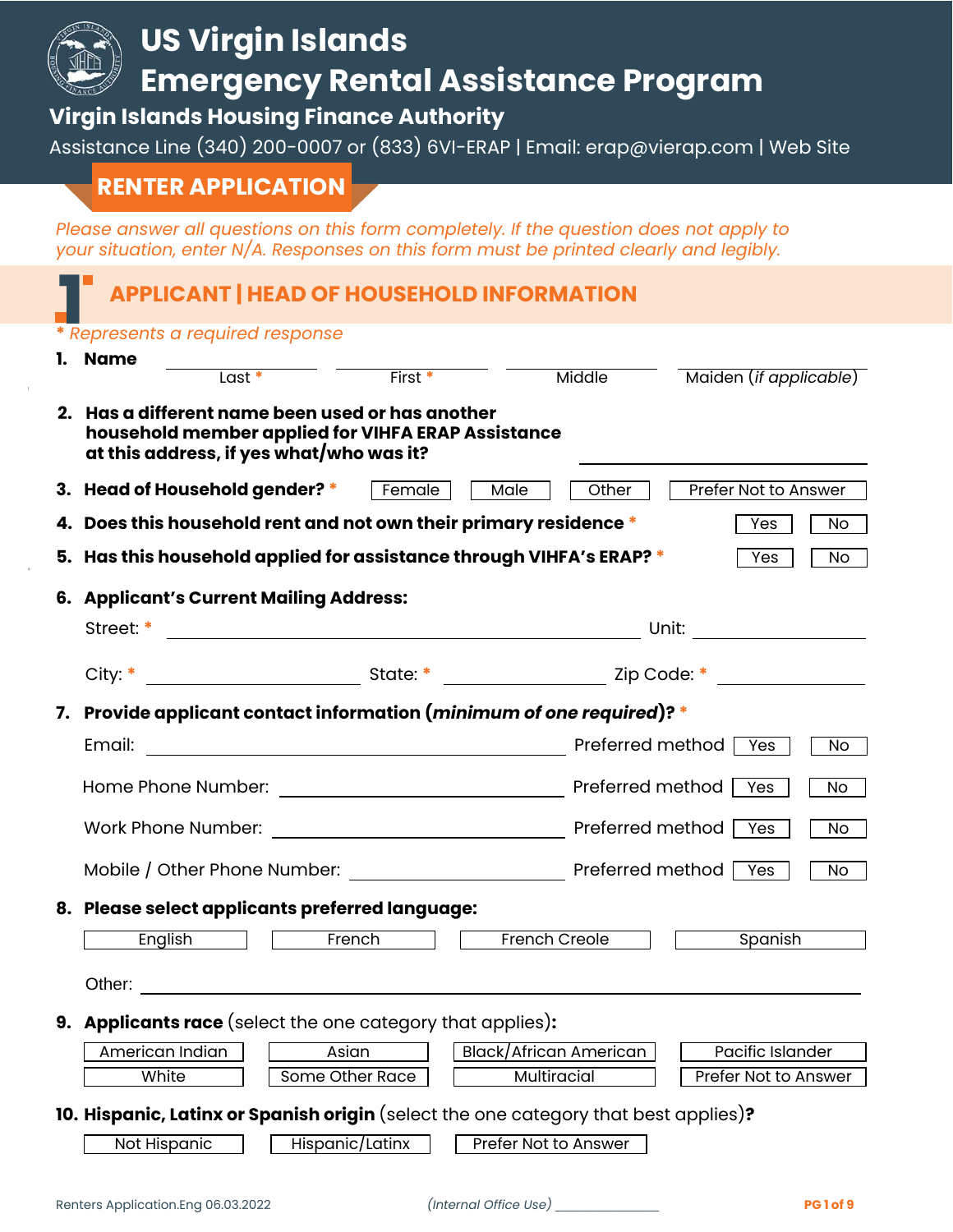# US Virgin Islands
# Emergency Rental Assistance Program

**Virgin Islands Housing Finance Authority**

Assistance Line (340) 200-0007 or (833) 6VI-ERAP | Email: erap@vierap.com | Web Site

## RENTER APPLICATION

*Please answer all questions on this form completely. If the question does not apply to your situation, enter N/A. Responses on this form must be printed clearly and legibly.*

## 1 APPLICANT | HEAD OF HOUSEHOLD INFORMATION

*\* Represents a required response*

**1. Name**

| ______________ | ______________ | ______________ | ______________ |
|---|---|---|---|
| Last * | First * | Middle | Maiden (*if applicable*) |

**2. Has a different name been used or has another household member applied for VIHFA ERAP Assistance at this address, if yes what/who was it?** ______________

**3. Head of Household gender? *** ☐ Female ☐ Male ☐ Other ☐ Prefer Not to Answer

**4. Does this household rent and not own their primary residence *** ☐ Yes ☐ No

**5. Has this household applied for assistance through VIHFA's ERAP? *** ☐ Yes ☐ No

**6. Applicant's Current Mailing Address:**

Street: * ______________ Unit: ______________

City: * ______________ State: * ______________ Zip Code: * ______________

**7. Provide applicant contact information (*minimum of one required*)? ***

Email: ______________ Preferred method ☐ Yes ☐ No

Home Phone Number: ______________ Preferred method ☐ Yes ☐ No

Work Phone Number: ______________ Preferred method ☐ Yes ☐ No

Mobile / Other Phone Number: ______________ Preferred method ☐ Yes ☐ No

**8. Please select applicants preferred language:**

☐ English ☐ French ☐ French Creole ☐ Spanish

Other: ______________

**9. Applicants race** (select the one category that applies)**:**

☐ American Indian ☐ Asian ☐ Black/African American ☐ Pacific Islander
☐ White ☐ Some Other Race ☐ Multiracial ☐ Prefer Not to Answer

**10. Hispanic, Latinx or Spanish origin** (select the one category that best applies)**?**

☐ Not Hispanic ☐ Hispanic/Latinx ☐ Prefer Not to Answer

Renters Application.Eng 06.03.2022 *(Internal Office Use)* ______________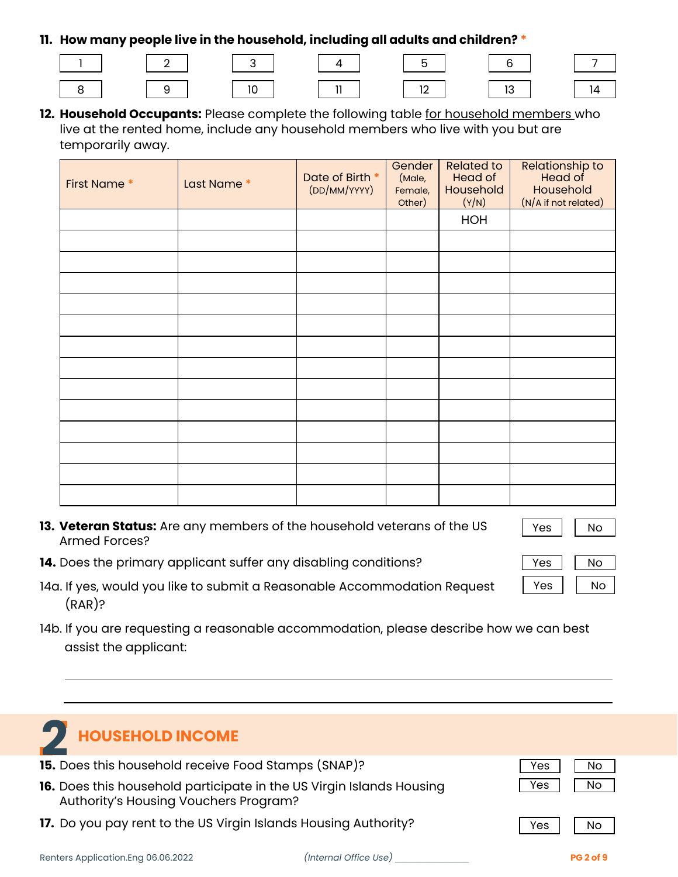**11. How many people live in the household, including all adults and children?** *

| 1 | 2 | 3 | 4 | 5 | 6 | 7 |
|---|---|---|---|---|---|---|
| 8 | 9 | 10 | 11 | 12 | 13 | 14 |

**12. Household Occupants:** Please complete the following table for household members who live at the rented home, include any household members who live with you but are temporarily away.

| First Name * | Last Name * | Date of Birth * (DD/MM/YYYY) | Gender (Male, Female, Other) | Related to Head of Household (Y/N) | Relationship to Head of Household (N/A if not related) |
|---|---|---|---|---|---|
| | | | | HOH | |
| | | | | | |
| | | | | | |
| | | | | | |
| | | | | | |
| | | | | | |
| | | | | | |
| | | | | | |
| | | | | | |
| | | | | | |
| | | | | | |
| | | | | | |
| | | | | | |
| | | | | | |

**13. Veteran Status:** Are any members of the household veterans of the US Armed Forces? Yes No

**14.** Does the primary applicant suffer any disabling conditions? Yes No

14a. If yes, would you like to submit a Reasonable Accommodation Request (RAR)? Yes No

14b. If you are requesting a reasonable accommodation, please describe how we can best assist the applicant:

______________________________________________

______________________________________________

# 2 HOUSEHOLD INCOME

**15.** Does this household receive Food Stamps (SNAP)? Yes No

**16.** Does this household participate in the US Virgin Islands Housing Authority's Housing Vouchers Program? Yes No

**17.** Do you pay rent to the US Virgin Islands Housing Authority? Yes No

Renters Application.Eng 06.06.2022 *(Internal Office Use)* ______________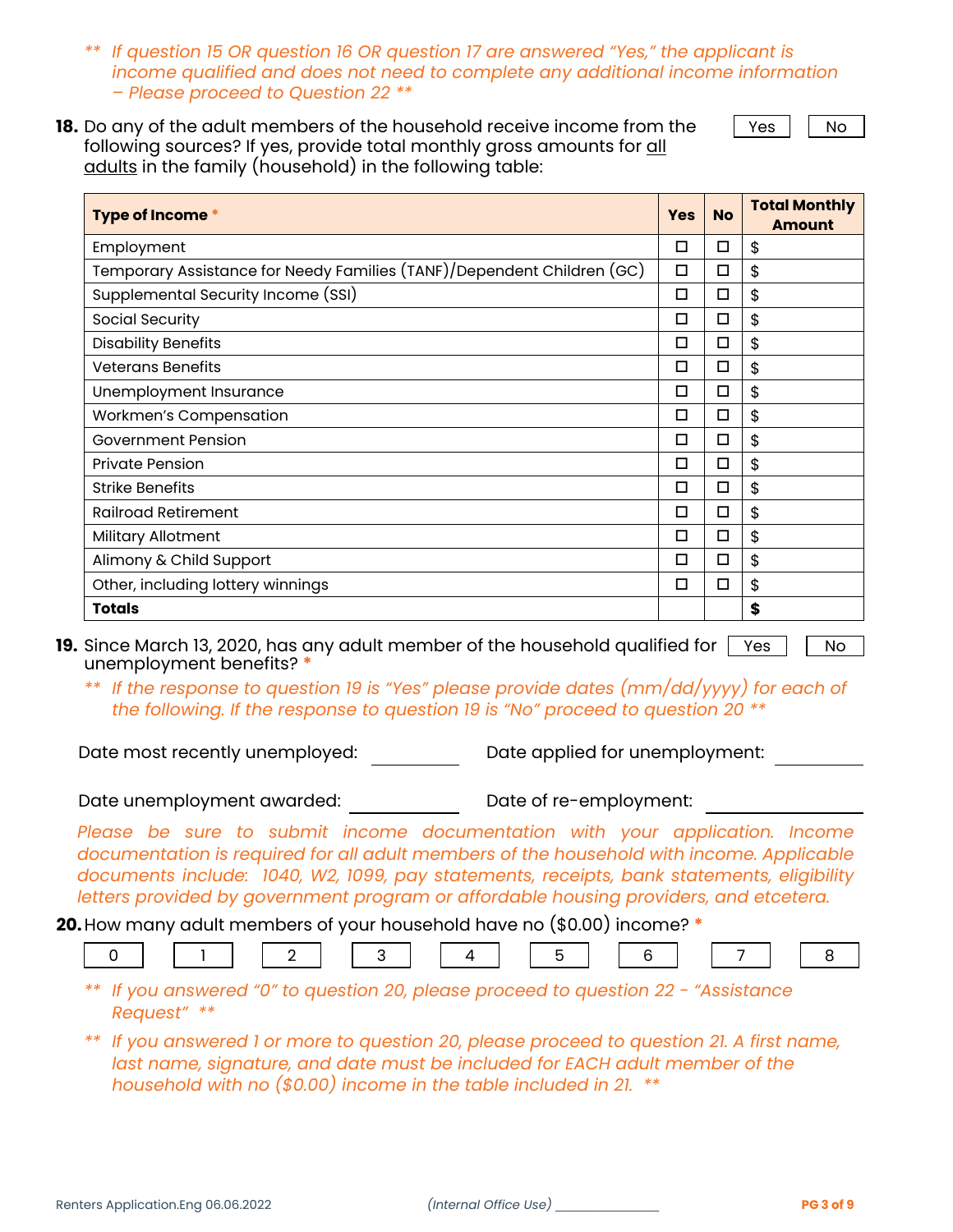*** If question 15 OR question 16 OR question 17 are answered "Yes," the applicant is income qualified and does not need to complete any additional income information – Please proceed to Question 22 ***

**18.** Do any of the adult members of the household receive income from the following sources? If yes, provide total monthly gross amounts for all adults in the family (household) in the following table: ☐ Yes ☐ No

| Type of Income * | Yes | No | Total Monthly Amount |
|---|---|---|---|
| Employment | ☐ | ☐ | $ |
| Temporary Assistance for Needy Families (TANF)/Dependent Children (GC) | ☐ | ☐ | $ |
| Supplemental Security Income (SSI) | ☐ | ☐ | $ |
| Social Security | ☐ | ☐ | $ |
| Disability Benefits | ☐ | ☐ | $ |
| Veterans Benefits | ☐ | ☐ | $ |
| Unemployment Insurance | ☐ | ☐ | $ |
| Workmen's Compensation | ☐ | ☐ | $ |
| Government Pension | ☐ | ☐ | $ |
| Private Pension | ☐ | ☐ | $ |
| Strike Benefits | ☐ | ☐ | $ |
| Railroad Retirement | ☐ | ☐ | $ |
| Military Allotment | ☐ | ☐ | $ |
| Alimony & Child Support | ☐ | ☐ | $ |
| Other, including lottery winnings | ☐ | ☐ | $ |
| **Totals** | | | **$** |

**19.** Since March 13, 2020, has any adult member of the household qualified for unemployment benefits? * ☐ Yes ☐ No

*** If the response to question 19 is "Yes" please provide dates (mm/dd/yyyy) for each of the following. If the response to question 19 is "No" proceed to question 20 ***

Date most recently unemployed: __________ Date applied for unemployment: __________

Date unemployment awarded: __________ Date of re-employment: __________

*Please be sure to submit income documentation with your application. Income documentation is required for all adult members of the household with income. Applicable documents include: 1040, W2, 1099, pay statements, receipts, bank statements, eligibility letters provided by government program or affordable housing providers, and etcetera.*

**20.** How many adult members of your household have no ($0.00) income? *

☐ 0 ☐ 1 ☐ 2 ☐ 3 ☐ 4 ☐ 5 ☐ 6 ☐ 7 ☐ 8

*** If you answered "0" to question 20, please proceed to question 22 - "Assistance Request" ***

*** If you answered 1 or more to question 20, please proceed to question 21. A first name, last name, signature, and date must be included for EACH adult member of the household with no ($0.00) income in the table included in 21. ***

Renters Application.Eng 06.06.2022 (Internal Office Use) __________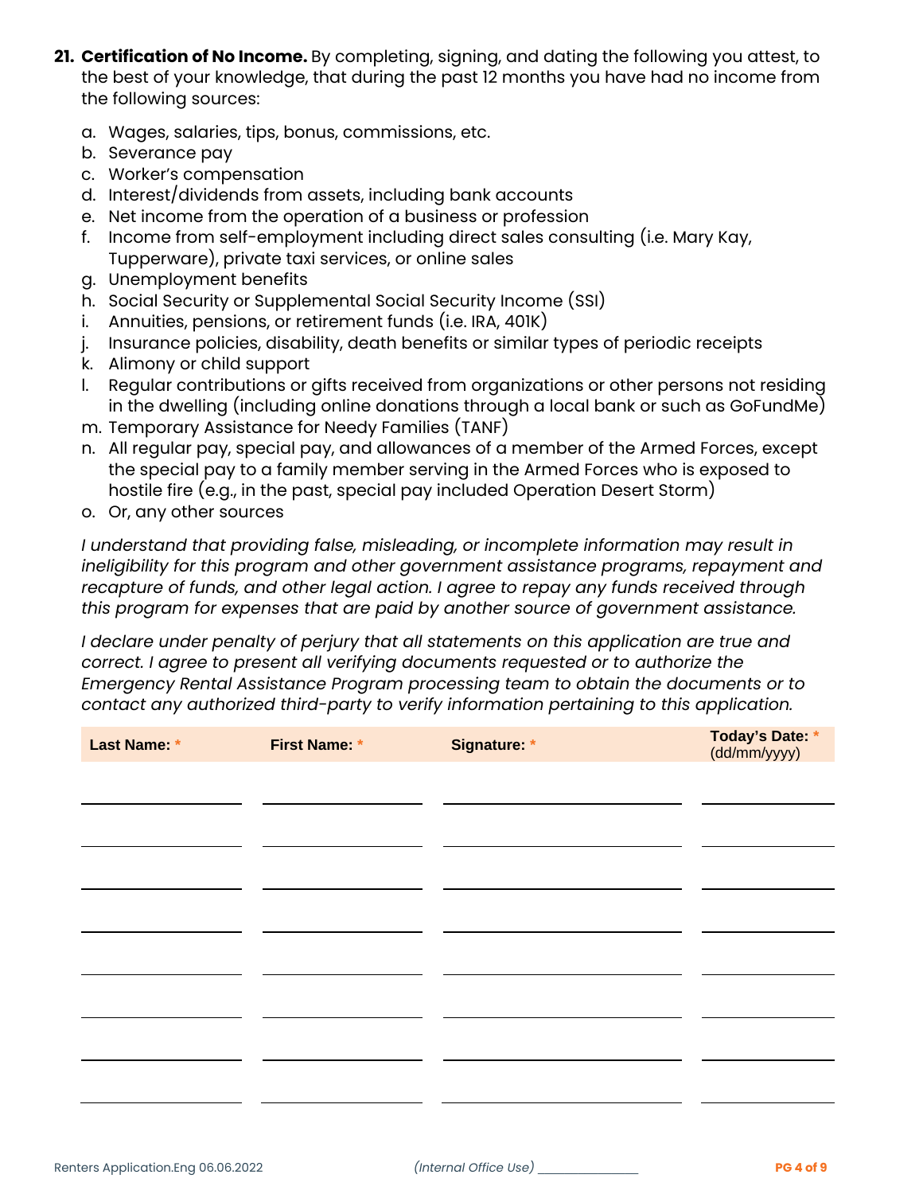21. **Certification of No Income.** By completing, signing, and dating the following you attest, to the best of your knowledge, that during the past 12 months you have had no income from the following sources:

    a. Wages, salaries, tips, bonus, commissions, etc.
    b. Severance pay
    c. Worker's compensation
    d. Interest/dividends from assets, including bank accounts
    e. Net income from the operation of a business or profession
    f. Income from self-employment including direct sales consulting (i.e. Mary Kay, Tupperware), private taxi services, or online sales
    g. Unemployment benefits
    h. Social Security or Supplemental Social Security Income (SSI)
    i. Annuities, pensions, or retirement funds (i.e. IRA, 401K)
    j. Insurance policies, disability, death benefits or similar types of periodic receipts
    k. Alimony or child support
    l. Regular contributions or gifts received from organizations or other persons not residing in the dwelling (including online donations through a local bank or such as GoFundMe)
    m. Temporary Assistance for Needy Families (TANF)
    n. All regular pay, special pay, and allowances of a member of the Armed Forces, except the special pay to a family member serving in the Armed Forces who is exposed to hostile fire (e.g., in the past, special pay included Operation Desert Storm)
    o. Or, any other sources

    *I understand that providing false, misleading, or incomplete information may result in ineligibility for this program and other government assistance programs, repayment and recapture of funds, and other legal action. I agree to repay any funds received through this program for expenses that are paid by another source of government assistance.*

    *I declare under penalty of perjury that all statements on this application are true and correct. I agree to present all verifying documents requested or to authorize the Emergency Rental Assistance Program processing team to obtain the documents or to contact any authorized third-party to verify information pertaining to this application.*

| Last Name: * | First Name: * | Signature: * | Today's Date: * (dd/mm/yyyy) |
|---|---|---|---|
| | | | |
| | | | |
| | | | |
| | | | |
| | | | |
| | | | |
| | | | |
| | | | |

Renters Application.Eng 06.06.2022

*(Internal Office Use)* ______________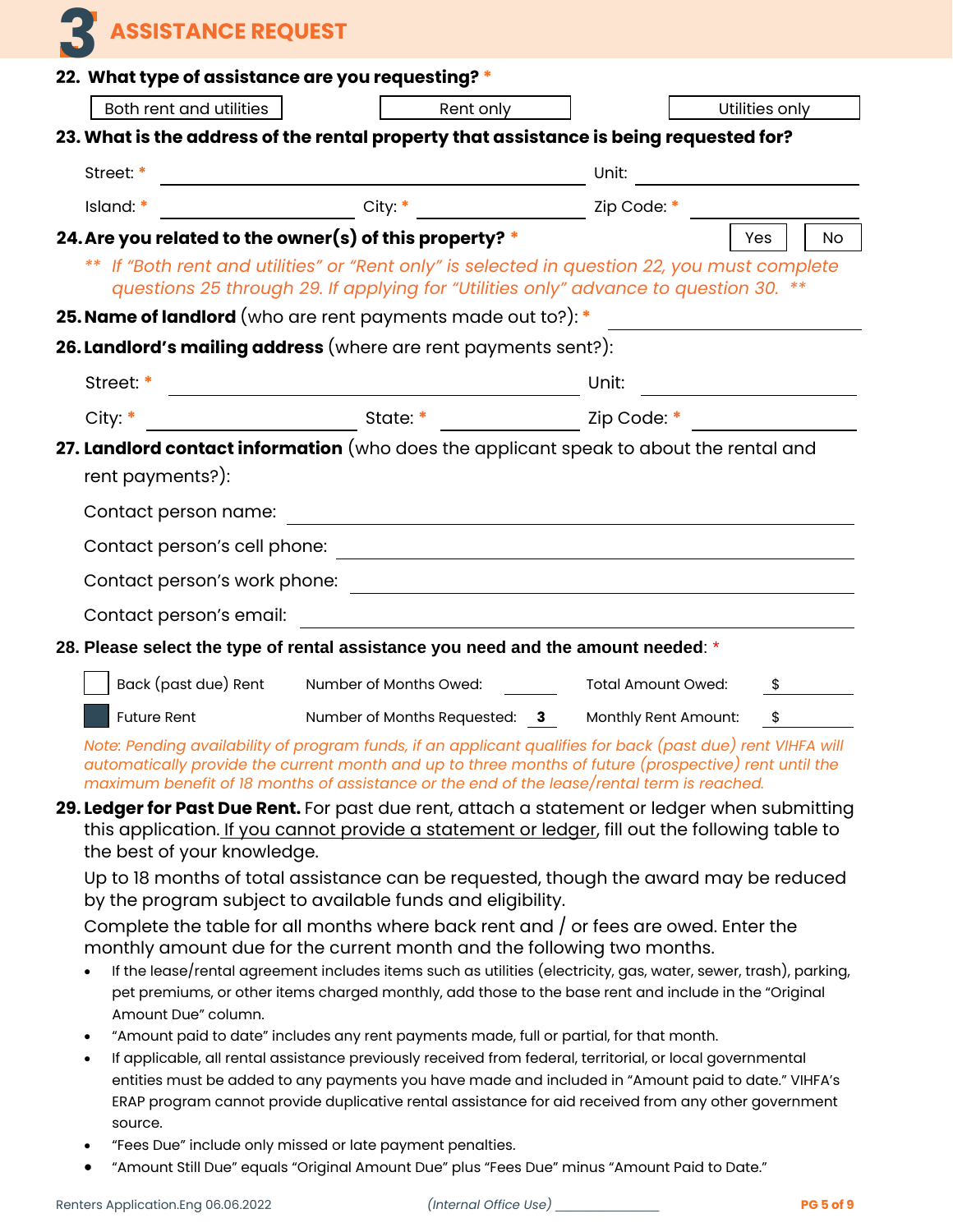# 3 ASSISTANCE REQUEST

**22. What type of assistance are you requesting?** *

| Both rent and utilities | Rent only | Utilities only |
|---|---|---|

**23. What is the address of the rental property that assistance is being requested for?**

Street: * ____________________ Unit: ____________

Island: * ____________ City: * ____________ Zip Code: * ____________

**24. Are you related to the owner(s) of this property?** * Yes | No

*** If "Both rent and utilities" or "Rent only" is selected in question 22, you must complete questions 25 through 29. If applying for "Utilities only" advance to question 30. ***

**25. Name of landlord** (who are rent payments made out to?): * ____________

**26. Landlord's mailing address** (where are rent payments sent?):

Street: * ____________________ Unit: ____________

City: * ____________ State: * ____________ Zip Code: * ____________

**27. Landlord contact information** (who does the applicant speak to about the rental and rent payments?):

Contact person name: ____________

Contact person's cell phone: ____________

Contact person's work phone: ____________

Contact person's email: ____________

**28. Please select the type of rental assistance you need and the amount needed**: *

| | Type | | | | |
|---|---|---|---|---|---|
| ☐ | Back (past due) Rent | Number of Months Owed: | | Total Amount Owed: | $ |
| ☒ | Future Rent | Number of Months Requested: | 3 | Monthly Rent Amount: | $ |

*Note: Pending availability of program funds, if an applicant qualifies for back (past due) rent VIHFA will automatically provide the current month and up to three months of future (prospective) rent until the maximum benefit of 18 months of assistance or the end of the lease/rental term is reached.*

**29. Ledger for Past Due Rent.** For past due rent, attach a statement or ledger when submitting this application. If you cannot provide a statement or ledger, fill out the following table to the best of your knowledge.

Up to 18 months of total assistance can be requested, though the award may be reduced by the program subject to available funds and eligibility.

Complete the table for all months where back rent and / or fees are owed. Enter the monthly amount due for the current month and the following two months.

- If the lease/rental agreement includes items such as utilities (electricity, gas, water, sewer, trash), parking, pet premiums, or other items charged monthly, add those to the base rent and include in the "Original Amount Due" column.
- "Amount paid to date" includes any rent payments made, full or partial, for that month.
- If applicable, all rental assistance previously received from federal, territorial, or local governmental entities must be added to any payments you have made and included in "Amount paid to date." VIHFA's ERAP program cannot provide duplicative rental assistance for aid received from any other government source.
- "Fees Due" include only missed or late payment penalties.
- "Amount Still Due" equals "Original Amount Due" plus "Fees Due" minus "Amount Paid to Date."

Renters Application.Eng 06.06.2022 (Internal Office Use) ____________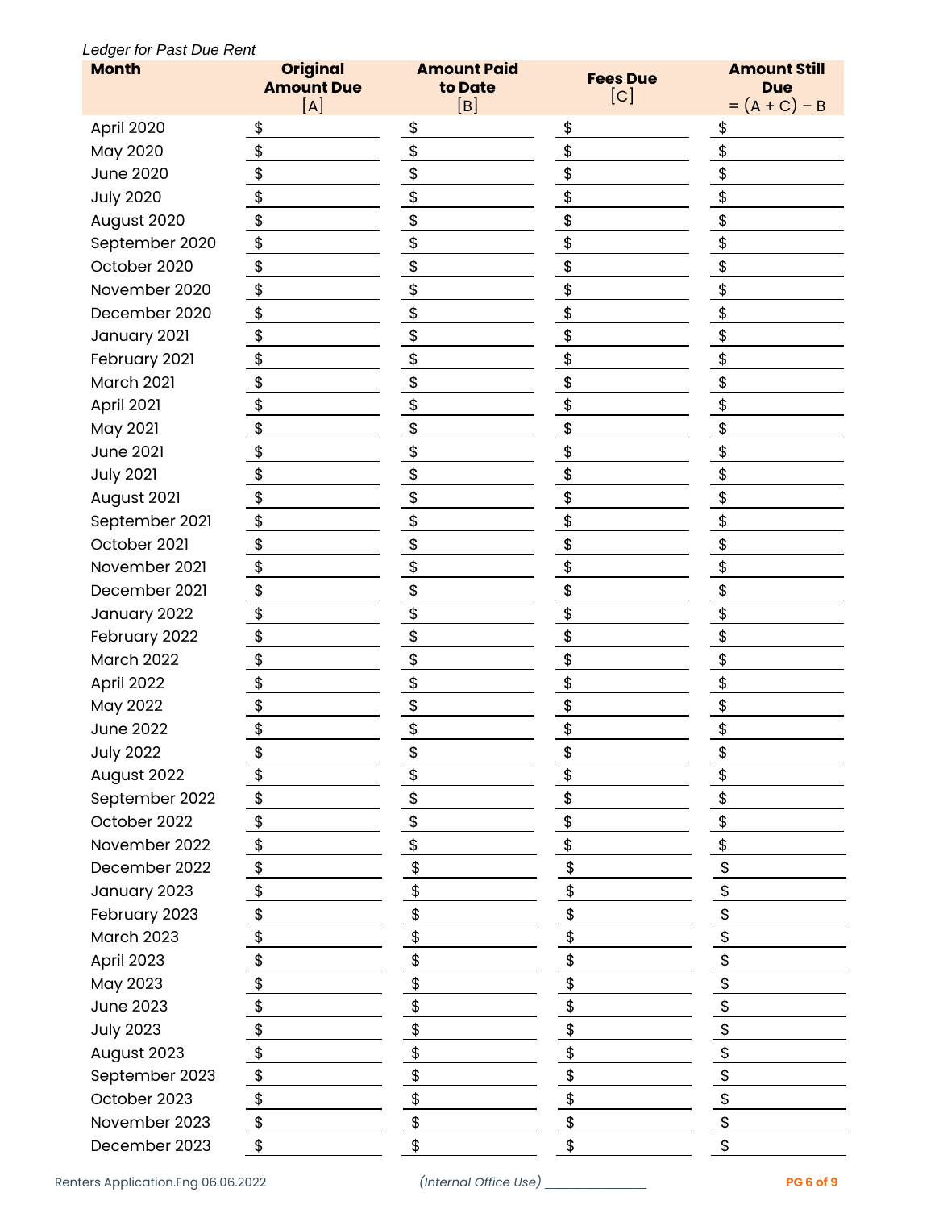*Ledger for Past Due Rent*

| Month | Original Amount Due [A] | Amount Paid to Date [B] | Fees Due [C] | Amount Still Due = (A + C) – B |
|---|---|---|---|---|
| April 2020 | $ | $ | $ | $ |
| May 2020 | $ | $ | $ | $ |
| June 2020 | $ | $ | $ | $ |
| July 2020 | $ | $ | $ | $ |
| August 2020 | $ | $ | $ | $ |
| September 2020 | $ | $ | $ | $ |
| October 2020 | $ | $ | $ | $ |
| November 2020 | $ | $ | $ | $ |
| December 2020 | $ | $ | $ | $ |
| January 2021 | $ | $ | $ | $ |
| February 2021 | $ | $ | $ | $ |
| March 2021 | $ | $ | $ | $ |
| April 2021 | $ | $ | $ | $ |
| May 2021 | $ | $ | $ | $ |
| June 2021 | $ | $ | $ | $ |
| July 2021 | $ | $ | $ | $ |
| August 2021 | $ | $ | $ | $ |
| September 2021 | $ | $ | $ | $ |
| October 2021 | $ | $ | $ | $ |
| November 2021 | $ | $ | $ | $ |
| December 2021 | $ | $ | $ | $ |
| January 2022 | $ | $ | $ | $ |
| February 2022 | $ | $ | $ | $ |
| March 2022 | $ | $ | $ | $ |
| April 2022 | $ | $ | $ | $ |
| May 2022 | $ | $ | $ | $ |
| June 2022 | $ | $ | $ | $ |
| July 2022 | $ | $ | $ | $ |
| August 2022 | $ | $ | $ | $ |
| September 2022 | $ | $ | $ | $ |
| October 2022 | $ | $ | $ | $ |
| November 2022 | $ | $ | $ | $ |
| December 2022 | $ | $ | $ | $ |
| January 2023 | $ | $ | $ | $ |
| February 2023 | $ | $ | $ | $ |
| March 2023 | $ | $ | $ | $ |
| April 2023 | $ | $ | $ | $ |
| May 2023 | $ | $ | $ | $ |
| June 2023 | $ | $ | $ | $ |
| July 2023 | $ | $ | $ | $ |
| August 2023 | $ | $ | $ | $ |
| September 2023 | $ | $ | $ | $ |
| October 2023 | $ | $ | $ | $ |
| November 2023 | $ | $ | $ | $ |
| December 2023 | $ | $ | $ | $ |

*(Internal Office Use)* ______________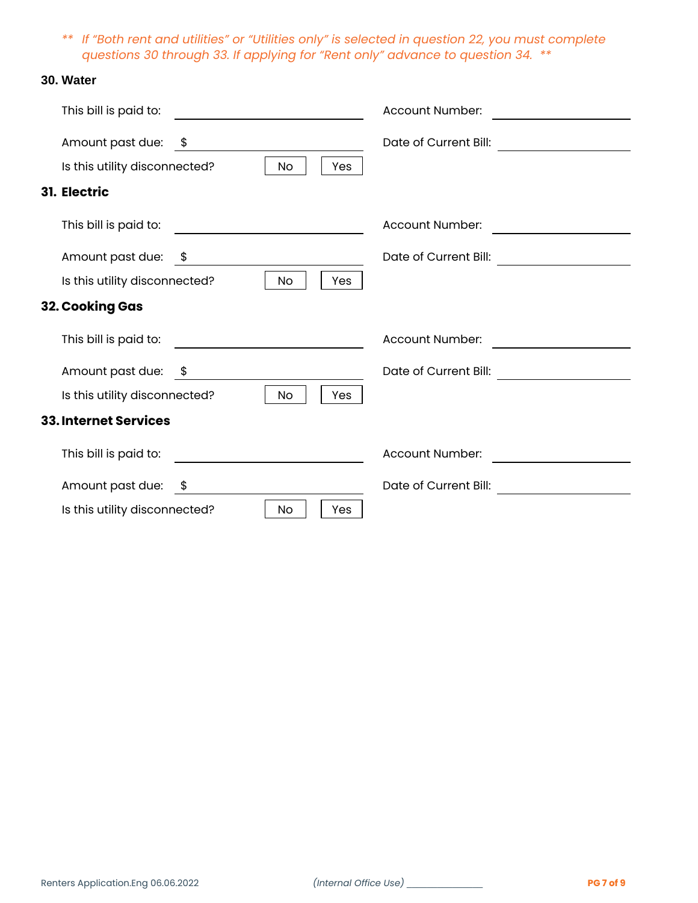*\*\* If "Both rent and utilities" or "Utilities only" is selected in question 22, you must complete questions 30 through 33. If applying for "Rent only" advance to question 34. \*\**

### 30. Water

This bill is paid to: ____________________ Account Number: ____________________

Amount past due: $ ____________________ Date of Current Bill: ____________________

Is this utility disconnected? ☐ No ☐ Yes

### 31. Electric

This bill is paid to: ____________________ Account Number: ____________________

Amount past due: $ ____________________ Date of Current Bill: ____________________

Is this utility disconnected? ☐ No ☐ Yes

### 32. Cooking Gas

This bill is paid to: ____________________ Account Number: ____________________

Amount past due: $ ____________________ Date of Current Bill: ____________________

Is this utility disconnected? ☐ No ☐ Yes

### 33. Internet Services

This bill is paid to: ____________________ Account Number: ____________________

Amount past due: $ ____________________ Date of Current Bill: ____________________

Is this utility disconnected? ☐ No ☐ Yes

Renters Application.Eng 06.06.2022 *(Internal Office Use)* ____________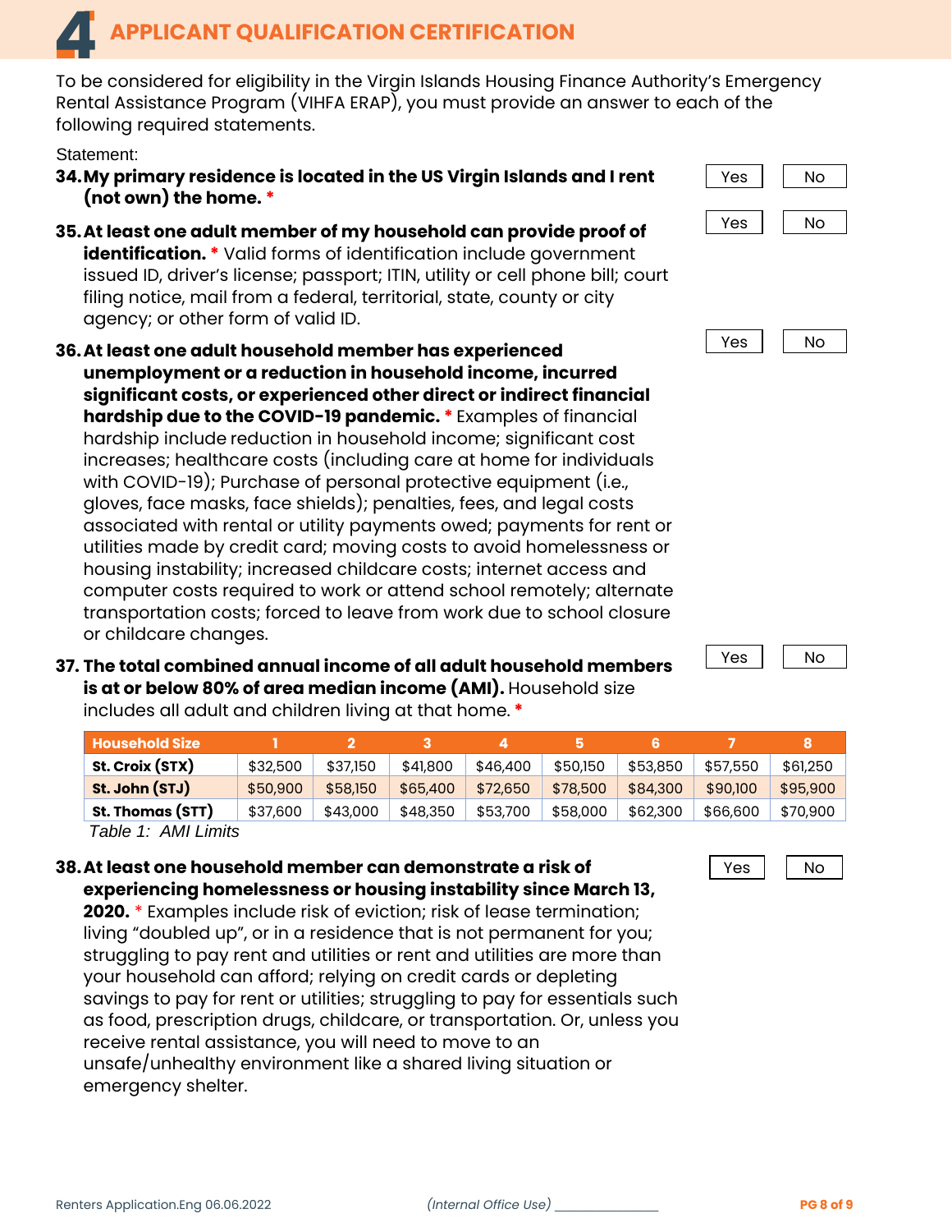# 4 APPLICANT QUALIFICATION CERTIFICATION

To be considered for eligibility in the Virgin Islands Housing Finance Authority's Emergency Rental Assistance Program (VIHFA ERAP), you must provide an answer to each of the following required statements.

Statement:

**34. My primary residence is located in the US Virgin Islands and I rent (not own) the home.** *

Yes | No

**35. At least one adult member of my household can provide proof of identification.** * Valid forms of identification include government issued ID, driver's license; passport; ITIN, utility or cell phone bill; court filing notice, mail from a federal, territorial, state, county or city agency; or other form of valid ID.

Yes | No

**36. At least one adult household member has experienced unemployment or a reduction in household income, incurred significant costs, or experienced other direct or indirect financial hardship due to the COVID-19 pandemic.** * Examples of financial hardship include reduction in household income; significant cost increases; healthcare costs (including care at home for individuals with COVID-19); Purchase of personal protective equipment (i.e., gloves, face masks, face shields); penalties, fees, and legal costs associated with rental or utility payments owed; payments for rent or utilities made by credit card; moving costs to avoid homelessness or housing instability; increased childcare costs; internet access and computer costs required to work or attend school remotely; alternate transportation costs; forced to leave from work due to school closure or childcare changes.

Yes | No

**37. The total combined annual income of all adult household members is at or below 80% of area median income (AMI).** Household size includes all adult and children living at that home. *

Yes | No

| Household Size | 1 | 2 | 3 | 4 | 5 | 6 | 7 | 8 |
|---|---|---|---|---|---|---|---|---|
| **St. Croix (STX)** | $32,500 | $37,150 | $41,800 | $46,400 | $50,150 | $53,850 | $57,550 | $61,250 |
| **St. John (STJ)** | $50,900 | $58,150 | $65,400 | $72,650 | $78,500 | $84,300 | $90,100 | $95,900 |
| **St. Thomas (STT)** | $37,600 | $43,000 | $48,350 | $53,700 | $58,000 | $62,300 | $66,600 | $70,900 |

*Table 1: AMI Limits*

**38. At least one household member can demonstrate a risk of experiencing homelessness or housing instability since March 13, 2020.** * Examples include risk of eviction; risk of lease termination; living "doubled up", or in a residence that is not permanent for you; struggling to pay rent and utilities or rent and utilities are more than your household can afford; relying on credit cards or depleting savings to pay for rent or utilities; struggling to pay for essentials such as food, prescription drugs, childcare, or transportation. Or, unless you receive rental assistance, you will need to move to an unsafe/unhealthy environment like a shared living situation or emergency shelter.

Yes | No

Renters Application.Eng 06.06.2022 *(Internal Office Use)* ______________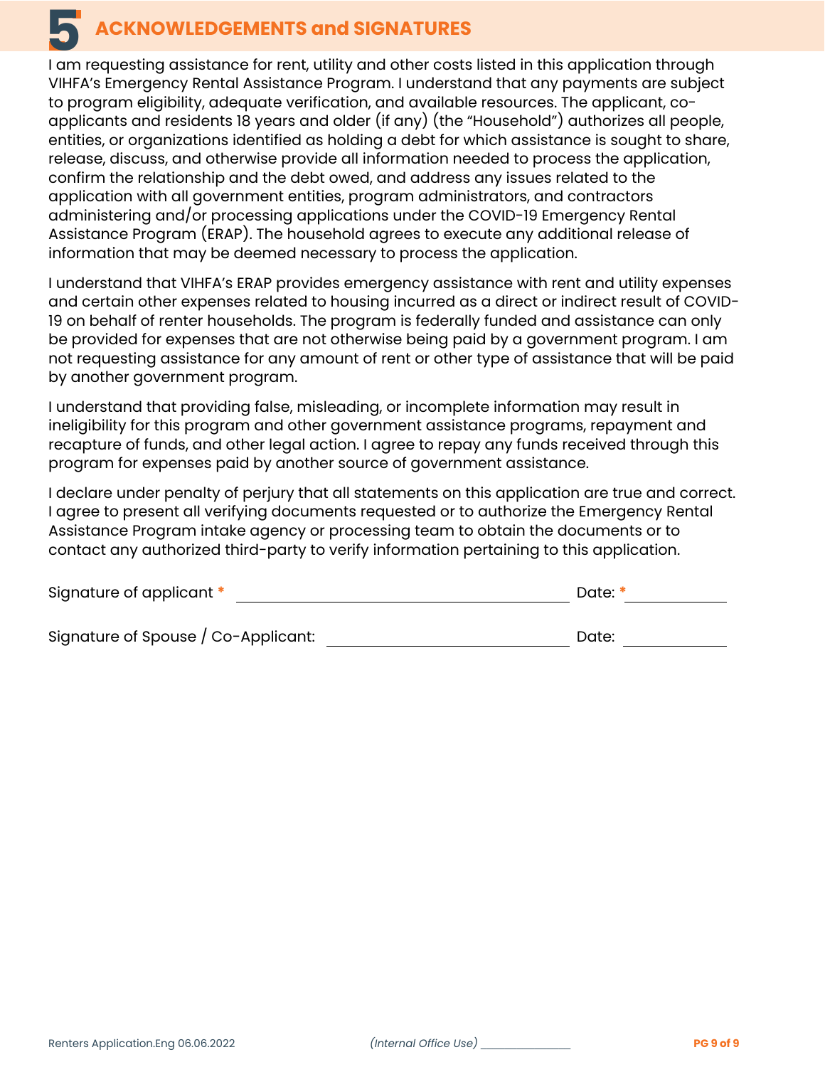# 5 ACKNOWLEDGEMENTS and SIGNATURES

I am requesting assistance for rent, utility and other costs listed in this application through VIHFA's Emergency Rental Assistance Program. I understand that any payments are subject to program eligibility, adequate verification, and available resources. The applicant, co-applicants and residents 18 years and older (if any) (the "Household") authorizes all people, entities, or organizations identified as holding a debt for which assistance is sought to share, release, discuss, and otherwise provide all information needed to process the application, confirm the relationship and the debt owed, and address any issues related to the application with all government entities, program administrators, and contractors administering and/or processing applications under the COVID-19 Emergency Rental Assistance Program (ERAP). The household agrees to execute any additional release of information that may be deemed necessary to process the application.

I understand that VIHFA's ERAP provides emergency assistance with rent and utility expenses and certain other expenses related to housing incurred as a direct or indirect result of COVID-19 on behalf of renter households. The program is federally funded and assistance can only be provided for expenses that are not otherwise being paid by a government program. I am not requesting assistance for any amount of rent or other type of assistance that will be paid by another government program.

I understand that providing false, misleading, or incomplete information may result in ineligibility for this program and other government assistance programs, repayment and recapture of funds, and other legal action. I agree to repay any funds received through this program for expenses paid by another source of government assistance.

I declare under penalty of perjury that all statements on this application are true and correct. I agree to present all verifying documents requested or to authorize the Emergency Rental Assistance Program intake agency or processing team to obtain the documents or to contact any authorized third-party to verify information pertaining to this application.

Signature of applicant * ______________________________ Date: * ____________

Signature of Spouse / Co-Applicant: ______________________________ Date: ____________

Renters Application.Eng 06.06.2022

*(Internal Office Use)* ____________